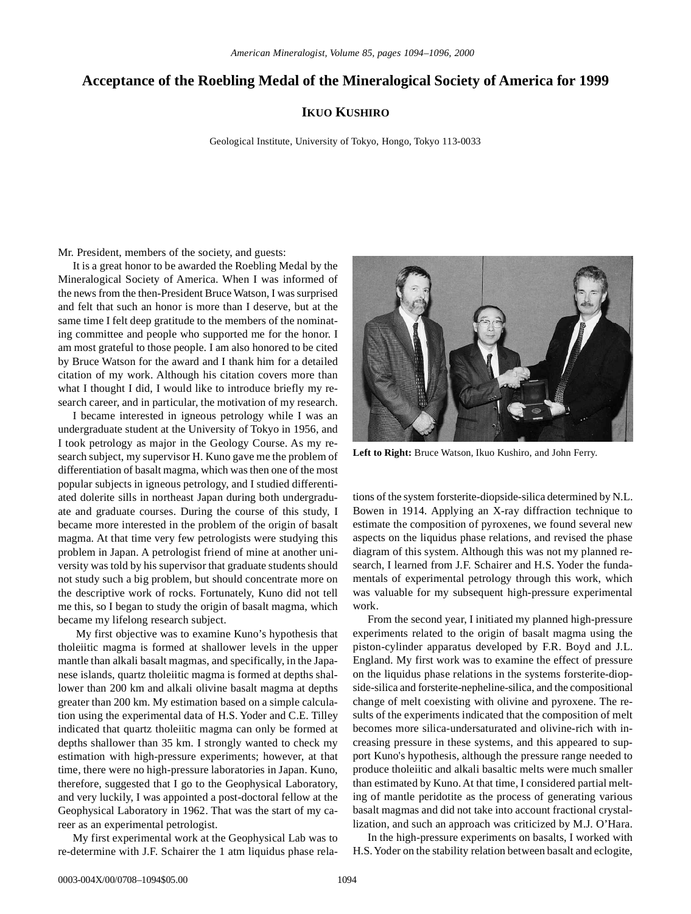# Acceptance of the Roebling Medal of the Mineralogical Society of America for 1999

**IKUO KUSHIRO**

Geological Institute, University of Tokyo, Hongo, Tokyo 113-0033

Mr. President, members of the society, and guests:

It is a great honor to be awarded the Roebling Medal by the Mineralogical Society of America. When I was informed of the news from the then-President Bruce Watson, I was surprised and felt that such an honor is more than I deserve, but at the same time I felt deep gratitude to the members of the nominating committee and people who supported me for the honor. I am most grateful to those people. I am also honored to be cited by Bruce Watson for the award and I thank him for a detailed citation of my work. Although his citation covers more than what I thought I did, I would like to introduce briefly my research career, and in particular, the motivation of my research.

I became interested in igneous petrology while I was an undergraduate student at the University of Tokyo in 1956, and I took petrology as major in the Geology Course. As my research subject, my supervisor H. Kuno gave me the problem of differentiation of basalt magma, which was then one of the most popular subjects in igneous petrology, and I studied differentiated dolerite sills in northeast Japan during both undergraduate and graduate courses. During the course of this study, I became more interested in the problem of the origin of basalt magma. At that time very few petrologists were studying this problem in Japan. A petrologist friend of mine at another university was told by his supervisor that graduate students should not study such a big problem, but should concentrate more on the descriptive work of rocks. Fortunately, Kuno did not tell me this, so I began to study the origin of basalt magma, which became my lifelong research subject.

My first objective was to examine Kuno's hypothesis that tholeiitic magma is formed at shallower levels in the upper mantle than alkali basalt magmas, and specifically, in the Japanese islands, quartz tholeiitic magma is formed at depths shallower than 200 km and alkali olivine basalt magma at depths greater than 200 km. My estimation based on a simple calculation using the experimental data of H.S. Yoder and C.E. Tilley indicated that quartz tholeiitic magma can only be formed at depths shallower than 35 km. I strongly wanted to check my estimation with high-pressure experiments; however, at that time, there were no high-pressure laboratories in Japan. Kuno, therefore, suggested that I go to the Geophysical Laboratory, and very luckily, I was appointed a post-doctoral fellow at the Geophysical Laboratory in 1962. That was the start of my career as an experimental petrologist.

My first experimental work at the Geophysical Lab was to re-determine with J.F. Schairer the 1 atm liquidus phase relations of the system forsterite-diopside-silica determined by N.L. Bowen in 1914. Applying an X-ray diffraction technique to estimate the composition of pyroxenes, we found several new aspects on the liquidus phase relations, and revised the phase diagram of this system. Although this was not my planned research, I learned from J.F. Schairer and H.S. Yoder the fundamentals of experimental petrology through this work, which was valuable for my subsequent high-pressure experimental work.

**Left to Right:** Bruce Watson, Ikuo Kushiro, and John Ferry.

From the second year, I initiated my planned high-pressure experiments related to the origin of basalt magma using the piston-cylinder apparatus developed by F.R. Boyd and J.L. England. My first work was to examine the effect of pressure on the liquidus phase relations in the systems forsterite-diopside-silica and forsterite-nepheline-silica, and the compositional change of melt coexisting with olivine and pyroxene. The results of the experiments indicated that the composition of melt becomes more silica-undersaturated and olivine-rich with increasing pressure in these systems, and this appeared to support Kuno's hypothesis, although the pressure range needed to produce tholeiitic and alkali basaltic melts were much smaller than estimated by Kuno. At that time, I considered partial melting of mantle peridotite as the process of generating various basalt magmas and did not take into account fractional crystallization, and such an approach was criticized by M.J. O'Hara.

In the high-pressure experiments on basalts, I worked with H.S. Yoder on the stability relation between basalt and eclogite,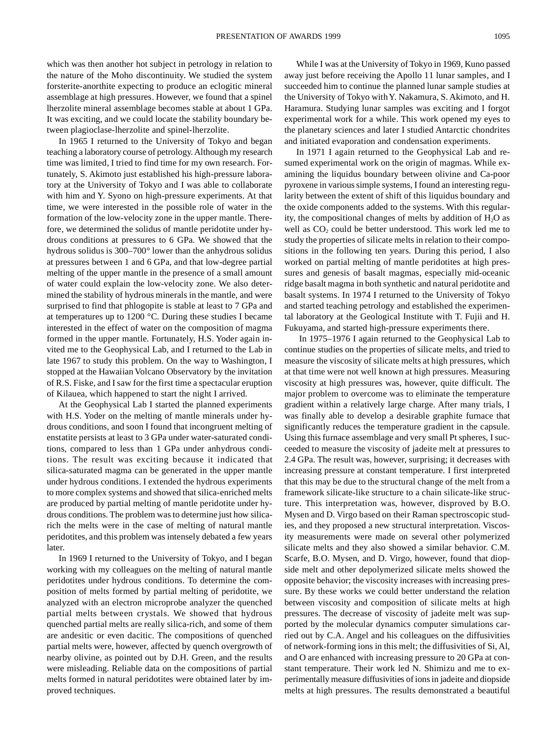which was then another hot subject in petrology in relation to the nature of the Moho discontinuity. We studied the system forsterite-anorthite expecting to produce an eclogitic mineral assemblage at high pressures. However, we found that a spinel lherzolite mineral assemblage becomes stable at about 1 GPa. It was exciting, and we could locate the stability boundary between plagioclase-lherzolite and spinel-lherzolite.

In 1965 I returned to the University of Tokyo and began teaching a laboratory course of petrology. Although my research time was limited, I tried to find time for my own research. Fortunately, S. Akimoto just established his high-pressure laboratory at the University of Tokyo and I was able to collaborate with him and Y. Syono on high-pressure experiments. At that time, we were interested in the possible role of water in the formation of the low-velocity zone in the upper mantle. Therefore, we determined the solidus of mantle peridotite under hydrous conditions at pressures to 6 GPa. We showed that the hydrous solidus is 300–700° lower than the anhydrous solidus at pressures between 1 and 6 GPa, and that low-degree partial melting of the upper mantle in the presence of a small amount of water could explain the low-velocity zone. We also determined the stability of hydrous minerals in the mantle, and were surprised to find that phlogopite is stable at least to 7 GPa and at temperatures up to 1200 °C. During these studies I became interested in the effect of water on the composition of magma formed in the upper mantle. Fortunately, H.S. Yoder again invited me to the Geophysical Lab, and I returned to the Lab in late 1967 to study this problem. On the way to Washington, I stopped at the Hawaiian Volcano Observatory by the invitation of R.S. Fiske, and I saw for the first time a spectacular eruption of Kilauea, which happened to start the night I arrived.

At the Geophysical Lab I started the planned experiments with H.S. Yoder on the melting of mantle minerals under hydrous conditions, and soon I found that incongruent melting of enstatite persists at least to 3 GPa under water-saturated conditions, compared to less than 1 GPa under anhydrous conditions. The result was exciting because it indicated that silica-saturated magma can be generated in the upper mantle under hydrous conditions. I extended the hydrous experiments to more complex systems and showed that silica-enriched melts are produced by partial melting of mantle peridotite under hydrous conditions. The problem was to determine just how silica-rich the melts were in the case of melting of natural mantle peridotites, and this problem was intensely debated a few years later.

In 1969 I returned to the University of Tokyo, and I began working with my colleagues on the melting of natural mantle peridotites under hydrous conditions. To determine the composition of melts formed by partial melting of peridotite, we analyzed with an electron microprobe analyzer the quenched partial melts between crystals. We showed that hydrous quenched partial melts are really silica-rich, and some of them are andesitic or even dacitic. The compositions of quenched partial melts were, however, affected by quench overgrowth of nearby olivine, as pointed out by D.H. Green, and the results were misleading. Reliable data on the compositions of partial melts formed in natural peridotites were obtained later by improved techniques.

While I was at the University of Tokyo in 1969, Kuno passed away just before receiving the Apollo 11 lunar samples, and I succeeded him to continue the planned lunar sample studies at the University of Tokyo with Y. Nakamura, S. Akimoto, and H. Haramura. Studying lunar samples was exciting and I forgot experimental work for a while. This work opened my eyes to the planetary sciences and later I studied Antarctic chondrites and initiated evaporation and condensation experiments.

In 1971 I again returned to the Geophysical Lab and resumed experimental work on the origin of magmas. While examining the liquidus boundary between olivine and Ca-poor pyroxene in various simple systems, I found an interesting regularity between the extent of shift of this liquidus boundary and the oxide components added to the systems. With this regularity, the compositional changes of melts by addition of $H_2O$ as well as $CO_2$ could be better understood. This work led me to study the properties of silicate melts in relation to their compositions in the following ten years. During this period, I also worked on partial melting of mantle peridotites at high pressures and genesis of basalt magmas, especially mid-oceanic ridge basalt magma in both synthetic and natural peridotite and basalt systems. In 1974 I returned to the University of Tokyo and started teaching petrology and established the experimental laboratory at the Geological Institute with T. Fujii and H. Fukuyama, and started high-pressure experiments there.

In 1975–1976 I again returned to the Geophysical Lab to continue studies on the properties of silicate melts, and tried to measure the viscosity of silicate melts at high pressures, which at that time were not well known at high pressures. Measuring viscosity at high pressures was, however, quite difficult. The major problem to overcome was to eliminate the temperature gradient within a relatively large charge. After many trials, I was finally able to develop a desirable graphite furnace that significantly reduces the temperature gradient in the capsule. Using this furnace assemblage and very small Pt spheres, I succeeded to measure the viscosity of jadeite melt at pressures to 2.4 GPa. The result was, however, surprising; it decreases with increasing pressure at constant temperature. I first interpreted that this may be due to the structural change of the melt from a framework silicate-like structure to a chain silicate-like structure. This interpretation was, however, disproved by B.O. Mysen and D. Virgo based on their Raman spectroscopic studies, and they proposed a new structural interpretation. Viscosity measurements were made on several other polymerized silicate melts and they also showed a similar behavior. C.M. Scarfe, B.O. Mysen, and D. Virgo, however, found that diopside melt and other depolymerized silicate melts showed the opposite behavior; the viscosity increases with increasing pressure. By these works we could better understand the relation between viscosity and composition of silicate melts at high pressures. The decrease of viscosity of jadeite melt was supported by the molecular dynamics computer simulations carried out by C.A. Angel and his colleagues on the diffusivities of network-forming ions in this melt; the diffusivities of Si, Al, and O are enhanced with increasing pressure to 20 GPa at constant temperature. Their work led N. Shimizu and me to experimentally measure diffusivities of ions in jadeite and diopside melts at high pressures. The results demonstrated a beautiful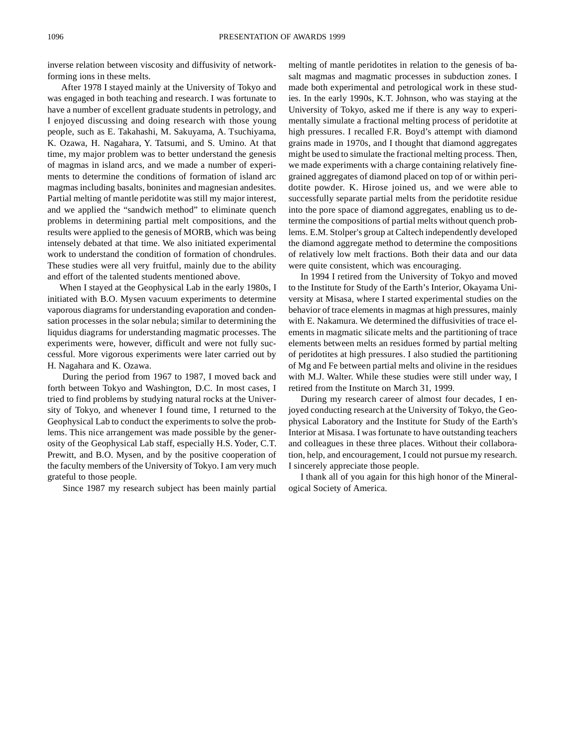inverse relation between viscosity and diffusivity of network-forming ions in these melts.

After 1978 I stayed mainly at the University of Tokyo and was engaged in both teaching and research. I was fortunate to have a number of excellent graduate students in petrology, and I enjoyed discussing and doing research with those young people, such as E. Takahashi, M. Sakuyama, A. Tsuchiyama, K. Ozawa, H. Nagahara, Y. Tatsumi, and S. Umino. At that time, my major problem was to better understand the genesis of magmas in island arcs, and we made a number of experiments to determine the conditions of formation of island arc magmas including basalts, boninites and magnesian andesites. Partial melting of mantle peridotite was still my major interest, and we applied the "sandwich method" to eliminate quench problems in determining partial melt compositions, and the results were applied to the genesis of MORB, which was being intensely debated at that time. We also initiated experimental work to understand the condition of formation of chondrules. These studies were all very fruitful, mainly due to the ability and effort of the talented students mentioned above.

When I stayed at the Geophysical Lab in the early 1980s, I initiated with B.O. Mysen vacuum experiments to determine vaporous diagrams for understanding evaporation and condensation processes in the solar nebula; similar to determining the liquidus diagrams for understanding magmatic processes. The experiments were, however, difficult and were not fully successful. More vigorous experiments were later carried out by H. Nagahara and K. Ozawa.

During the period from 1967 to 1987, I moved back and forth between Tokyo and Washington, D.C. In most cases, I tried to find problems by studying natural rocks at the University of Tokyo, and whenever I found time, I returned to the Geophysical Lab to conduct the experiments to solve the problems. This nice arrangement was made possible by the generosity of the Geophysical Lab staff, especially H.S. Yoder, C.T. Prewitt, and B.O. Mysen, and by the positive cooperation of the faculty members of the University of Tokyo. I am very much grateful to those people.

Since 1987 my research subject has been mainly partial melting of mantle peridotites in relation to the genesis of basalt magmas and magmatic processes in subduction zones. I made both experimental and petrological work in these studies. In the early 1990s, K.T. Johnson, who was staying at the University of Tokyo, asked me if there is any way to experimentally simulate a fractional melting process of peridotite at high pressures. I recalled F.R. Boyd's attempt with diamond grains made in 1970s, and I thought that diamond aggregates might be used to simulate the fractional melting process. Then, we made experiments with a charge containing relatively fine-grained aggregates of diamond placed on top of or within peridotite powder. K. Hirose joined us, and we were able to successfully separate partial melts from the peridotite residue into the pore space of diamond aggregates, enabling us to determine the compositions of partial melts without quench problems. E.M. Stolper's group at Caltech independently developed the diamond aggregate method to determine the compositions of relatively low melt fractions. Both their data and our data were quite consistent, which was encouraging.

In 1994 I retired from the University of Tokyo and moved to the Institute for Study of the Earth's Interior, Okayama University at Misasa, where I started experimental studies on the behavior of trace elements in magmas at high pressures, mainly with E. Nakamura. We determined the diffusivities of trace elements in magmatic silicate melts and the partitioning of trace elements between melts an residues formed by partial melting of peridotites at high pressures. I also studied the partitioning of Mg and Fe between partial melts and olivine in the residues with M.J. Walter. While these studies were still under way, I retired from the Institute on March 31, 1999.

During my research career of almost four decades, I enjoyed conducting research at the University of Tokyo, the Geophysical Laboratory and the Institute for Study of the Earth's Interior at Misasa. I was fortunate to have outstanding teachers and colleagues in these three places. Without their collaboration, help, and encouragement, I could not pursue my research. I sincerely appreciate those people.

I thank all of you again for this high honor of the Mineralogical Society of America.